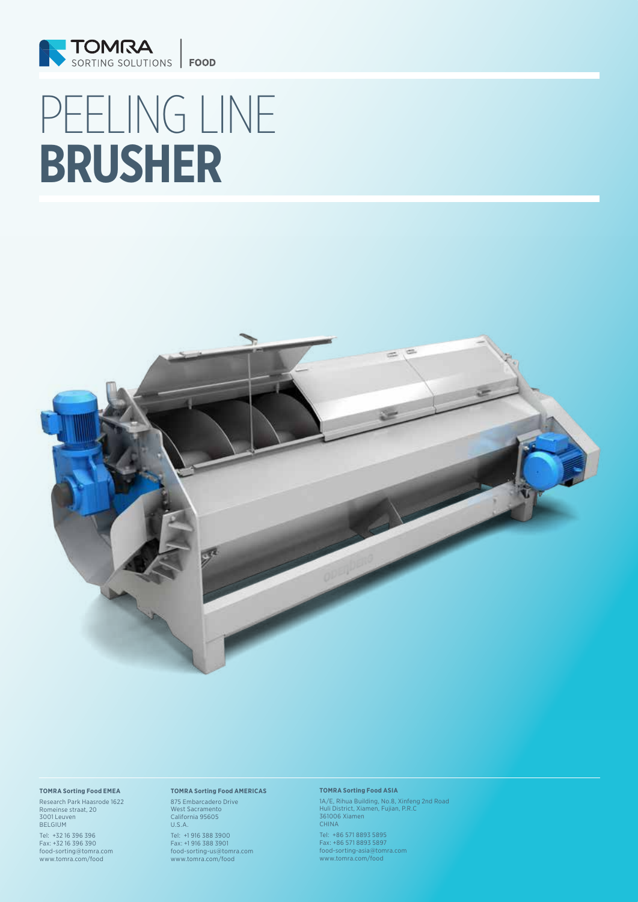TOMRA SORTING SOLUTIONS | FOOD

# PEELING LINE **BRUSHER**

**TOMRA Sorting Food EMEA**

Research Park Haasrode 1622
Romeinse straat, 20
3001 Leuven
BELGIUM

Tel: +32 16 396 396
Fax: +32 16 396 390
food-sorting@tomra.com
www.tomra.com/food

**TOMRA Sorting Food AMERICAS**

875 Embarcadero Drive
West Sacramento
California 95605
U.S.A.

Tel: +1 916 388 3900
Fax: +1 916 388 3901
food-sorting-us@tomra.com
www.tomra.com/food

**TOMRA Sorting Food ASIA**

1A/E, Rihua Building, No.8, Xinfeng 2nd Road
Huli District, Xiamen, Fujian, P.R.C
361006 Xiamen
CHINA

Tel: +86 571 8893 5895
Fax: +86 571 8893 5897
food-sorting-asia@tomra.com
www.tomra.com/food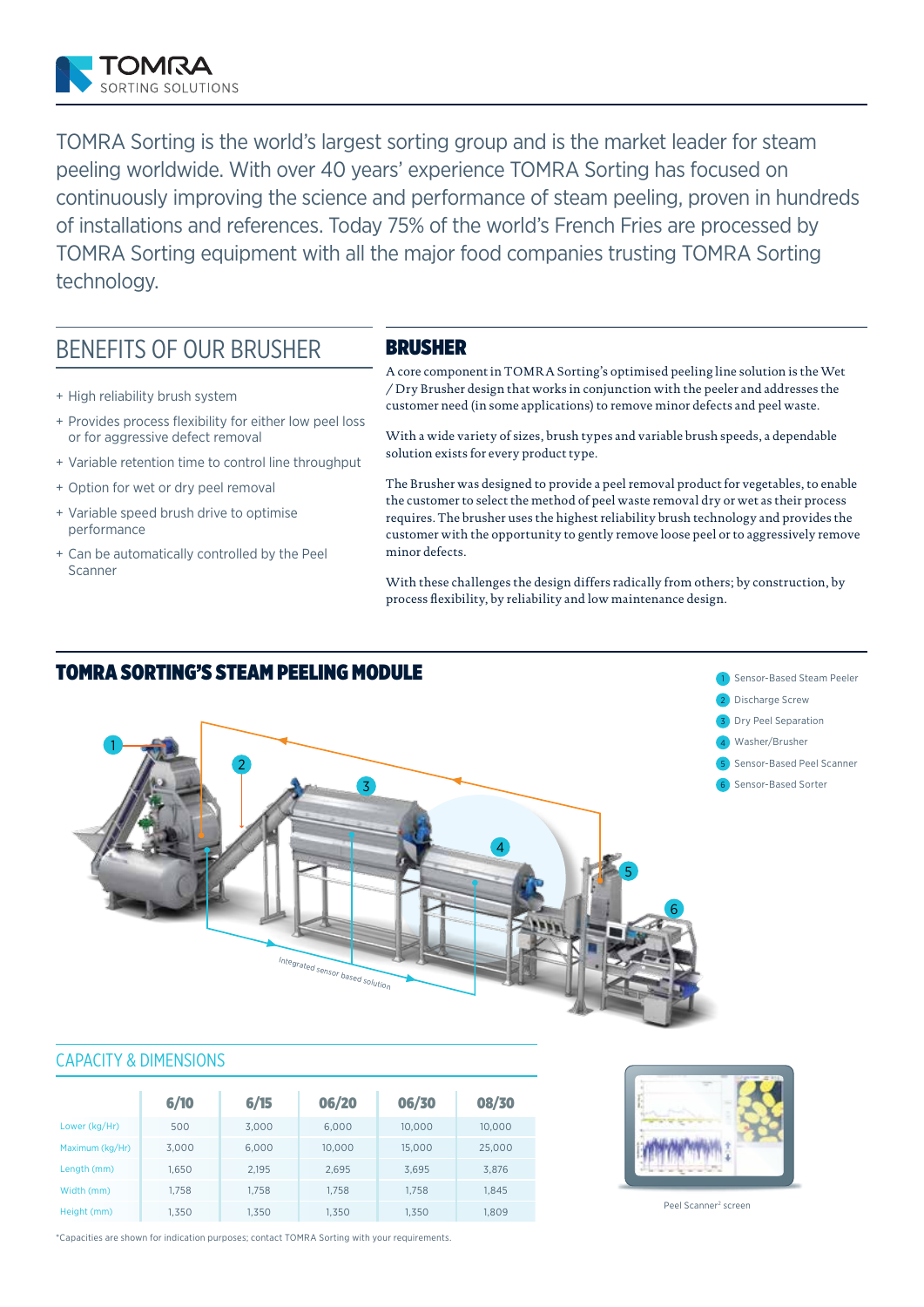TOMRA
SORTING SOLUTIONS

TOMRA Sorting is the world's largest sorting group and is the market leader for steam peeling worldwide. With over 40 years' experience TOMRA Sorting has focused on continuously improving the science and performance of steam peeling, proven in hundreds of installations and references. Today 75% of the world's French Fries are processed by TOMRA Sorting equipment with all the major food companies trusting TOMRA Sorting technology.

## BENEFITS OF OUR BRUSHER

- + High reliability brush system
- + Provides process flexibility for either low peel loss or for aggressive defect removal
- + Variable retention time to control line throughput
- + Option for wet or dry peel removal
- + Variable speed brush drive to optimise performance
- + Can be automatically controlled by the Peel Scanner

## BRUSHER

A core component in TOMRA Sorting's optimised peeling line solution is the Wet / Dry Brusher design that works in conjunction with the peeler and addresses the customer need (in some applications) to remove minor defects and peel waste.

With a wide variety of sizes, brush types and variable brush speeds, a dependable solution exists for every product type.

The Brusher was designed to provide a peel removal product for vegetables, to enable the customer to select the method of peel waste removal dry or wet as their process requires. The brusher uses the highest reliability brush technology and provides the customer with the opportunity to gently remove loose peel or to aggressively remove minor defects.

With these challenges the design differs radically from others; by construction, by process flexibility, by reliability and low maintenance design.

## TOMRA SORTING'S STEAM PEELING MODULE

1. Sensor-Based Steam Peeler
2. Discharge Screw
3. Dry Peel Separation
4. Washer/Brusher
5. Sensor-Based Peel Scanner
6. Sensor-Based Sorter

Integrated sensor based solution

## CAPACITY & DIMENSIONS

| | 6/10 | 6/15 | 06/20 | 06/30 | 08/30 |
|---|---|---|---|---|---|
| Lower (kg/Hr) | 500 | 3,000 | 6,000 | 10,000 | 10,000 |
| Maximum (kg/Hr) | 3,000 | 6,000 | 10,000 | 15,000 | 25,000 |
| Length (mm) | 1,650 | 2,195 | 2,695 | 3,695 | 3,876 |
| Width (mm) | 1,758 | 1,758 | 1,758 | 1,758 | 1,845 |
| Height (mm) | 1,350 | 1,350 | 1,350 | 1,350 | 1,809 |

*Capacities are shown for indication purposes; contact TOMRA Sorting with your requirements.

Peel Scanner[2] screen